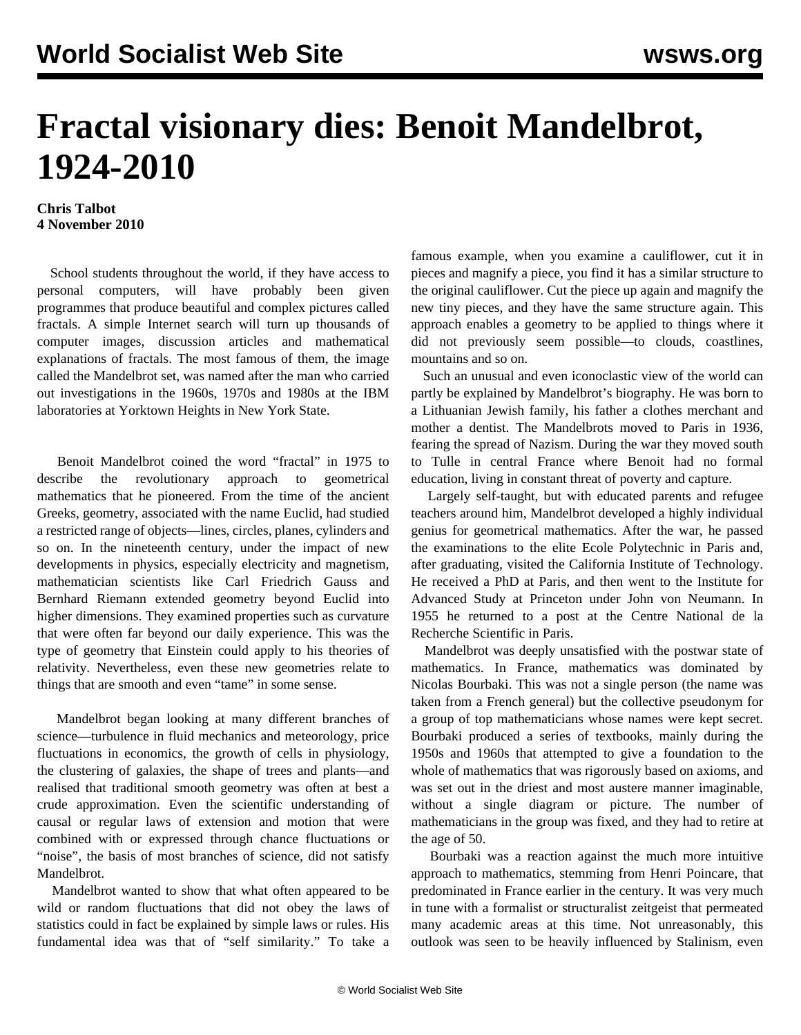# Fractal visionary dies: Benoit Mandelbrot, 1924-2010

**Chris Talbot**
**4 November 2010**

School students throughout the world, if they have access to personal computers, will have probably been given programmes that produce beautiful and complex pictures called fractals. A simple Internet search will turn up thousands of computer images, discussion articles and mathematical explanations of fractals. The most famous of them, the image called the Mandelbrot set, was named after the man who carried out investigations in the 1960s, 1970s and 1980s at the IBM laboratories at Yorktown Heights in New York State.

Benoit Mandelbrot coined the word "fractal" in 1975 to describe the revolutionary approach to geometrical mathematics that he pioneered. From the time of the ancient Greeks, geometry, associated with the name Euclid, had studied a restricted range of objects—lines, circles, planes, cylinders and so on. In the nineteenth century, under the impact of new developments in physics, especially electricity and magnetism, mathematician scientists like Carl Friedrich Gauss and Bernhard Riemann extended geometry beyond Euclid into higher dimensions. They examined properties such as curvature that were often far beyond our daily experience. This was the type of geometry that Einstein could apply to his theories of relativity. Nevertheless, even these new geometries relate to things that are smooth and even "tame" in some sense.

Mandelbrot began looking at many different branches of science—turbulence in fluid mechanics and meteorology, price fluctuations in economics, the growth of cells in physiology, the clustering of galaxies, the shape of trees and plants—and realised that traditional smooth geometry was often at best a crude approximation. Even the scientific understanding of causal or regular laws of extension and motion that were combined with or expressed through chance fluctuations or "noise", the basis of most branches of science, did not satisfy Mandelbrot.

Mandelbrot wanted to show that what often appeared to be wild or random fluctuations that did not obey the laws of statistics could in fact be explained by simple laws or rules. His fundamental idea was that of "self similarity." To take a famous example, when you examine a cauliflower, cut it in pieces and magnify a piece, you find it has a similar structure to the original cauliflower. Cut the piece up again and magnify the new tiny pieces, and they have the same structure again. This approach enables a geometry to be applied to things where it did not previously seem possible—to clouds, coastlines, mountains and so on.

Such an unusual and even iconoclastic view of the world can partly be explained by Mandelbrot's biography. He was born to a Lithuanian Jewish family, his father a clothes merchant and mother a dentist. The Mandelbrots moved to Paris in 1936, fearing the spread of Nazism. During the war they moved south to Tulle in central France where Benoit had no formal education, living in constant threat of poverty and capture.

Largely self-taught, but with educated parents and refugee teachers around him, Mandelbrot developed a highly individual genius for geometrical mathematics. After the war, he passed the examinations to the elite Ecole Polytechnic in Paris and, after graduating, visited the California Institute of Technology. He received a PhD at Paris, and then went to the Institute for Advanced Study at Princeton under John von Neumann. In 1955 he returned to a post at the Centre National de la Recherche Scientific in Paris.

Mandelbrot was deeply unsatisfied with the postwar state of mathematics. In France, mathematics was dominated by Nicolas Bourbaki. This was not a single person (the name was taken from a French general) but the collective pseudonym for a group of top mathematicians whose names were kept secret. Bourbaki produced a series of textbooks, mainly during the 1950s and 1960s that attempted to give a foundation to the whole of mathematics that was rigorously based on axioms, and was set out in the driest and most austere manner imaginable, without a single diagram or picture. The number of mathematicians in the group was fixed, and they had to retire at the age of 50.

Bourbaki was a reaction against the much more intuitive approach to mathematics, stemming from Henri Poincare, that predominated in France earlier in the century. It was very much in tune with a formalist or structuralist zeitgeist that permeated many academic areas at this time. Not unreasonably, this outlook was seen to be heavily influenced by Stalinism, even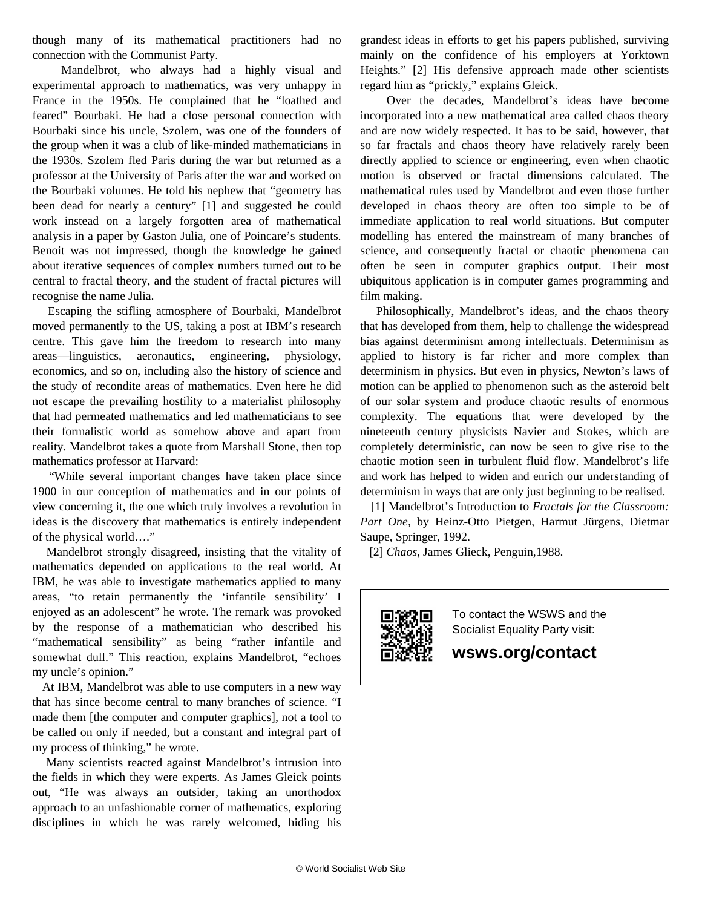though many of its mathematical practitioners had no connection with the Communist Party.

Mandelbrot, who always had a highly visual and experimental approach to mathematics, was very unhappy in France in the 1950s. He complained that he "loathed and feared" Bourbaki. He had a close personal connection with Bourbaki since his uncle, Szolem, was one of the founders of the group when it was a club of like-minded mathematicians in the 1930s. Szolem fled Paris during the war but returned as a professor at the University of Paris after the war and worked on the Bourbaki volumes. He told his nephew that "geometry has been dead for nearly a century" [1] and suggested he could work instead on a largely forgotten area of mathematical analysis in a paper by Gaston Julia, one of Poincare's students. Benoit was not impressed, though the knowledge he gained about iterative sequences of complex numbers turned out to be central to fractal theory, and the student of fractal pictures will recognise the name Julia.

Escaping the stifling atmosphere of Bourbaki, Mandelbrot moved permanently to the US, taking a post at IBM's research centre. This gave him the freedom to research into many areas—linguistics, aeronautics, engineering, physiology, economics, and so on, including also the history of science and the study of recondite areas of mathematics. Even here he did not escape the prevailing hostility to a materialist philosophy that had permeated mathematics and led mathematicians to see their formalistic world as somehow above and apart from reality. Mandelbrot takes a quote from Marshall Stone, then top mathematics professor at Harvard:

"While several important changes have taken place since 1900 in our conception of mathematics and in our points of view concerning it, the one which truly involves a revolution in ideas is the discovery that mathematics is entirely independent of the physical world…."

Mandelbrot strongly disagreed, insisting that the vitality of mathematics depended on applications to the real world. At IBM, he was able to investigate mathematics applied to many areas, "to retain permanently the 'infantile sensibility' I enjoyed as an adolescent" he wrote. The remark was provoked by the response of a mathematician who described his "mathematical sensibility" as being "rather infantile and somewhat dull." This reaction, explains Mandelbrot, "echoes my uncle's opinion."

At IBM, Mandelbrot was able to use computers in a new way that has since become central to many branches of science. "I made them [the computer and computer graphics], not a tool to be called on only if needed, but a constant and integral part of my process of thinking," he wrote.

Many scientists reacted against Mandelbrot's intrusion into the fields in which they were experts. As James Gleick points out, "He was always an outsider, taking an unorthodox approach to an unfashionable corner of mathematics, exploring disciplines in which he was rarely welcomed, hiding his grandest ideas in efforts to get his papers published, surviving mainly on the confidence of his employers at Yorktown Heights." [2] His defensive approach made other scientists regard him as "prickly," explains Gleick.

Over the decades, Mandelbrot's ideas have become incorporated into a new mathematical area called chaos theory and are now widely respected. It has to be said, however, that so far fractals and chaos theory have relatively rarely been directly applied to science or engineering, even when chaotic motion is observed or fractal dimensions calculated. The mathematical rules used by Mandelbrot and even those further developed in chaos theory are often too simple to be of immediate application to real world situations. But computer modelling has entered the mainstream of many branches of science, and consequently fractal or chaotic phenomena can often be seen in computer graphics output. Their most ubiquitous application is in computer games programming and film making.

Philosophically, Mandelbrot's ideas, and the chaos theory that has developed from them, help to challenge the widespread bias against determinism among intellectuals. Determinism as applied to history is far richer and more complex than determinism in physics. But even in physics, Newton's laws of motion can be applied to phenomenon such as the asteroid belt of our solar system and produce chaotic results of enormous complexity. The equations that were developed by the nineteenth century physicists Navier and Stokes, which are completely deterministic, can now be seen to give rise to the chaotic motion seen in turbulent fluid flow. Mandelbrot's life and work has helped to widen and enrich our understanding of determinism in ways that are only just beginning to be realised.

[1] Mandelbrot's Introduction to *Fractals for the Classroom: Part One*, by Heinz-Otto Pietgen, Harmut Jürgens, Dietmar Saupe, Springer, 1992.

[2] *Chaos*, James Glieck, Penguin,1988.

To contact the WSWS and the Socialist Equality Party visit:

**wsws.org/contact**